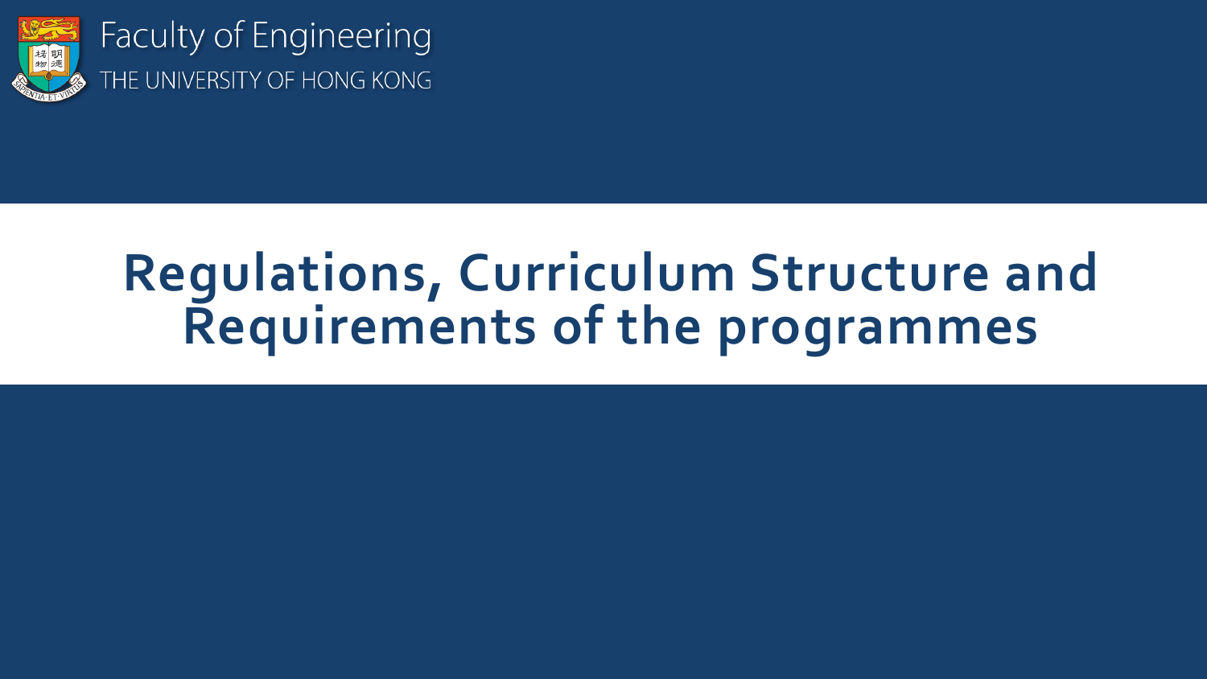Faculty of Engineering
THE UNIVERSITY OF HONG KONG

# Regulations, Curriculum Structure and Requirements of the programmes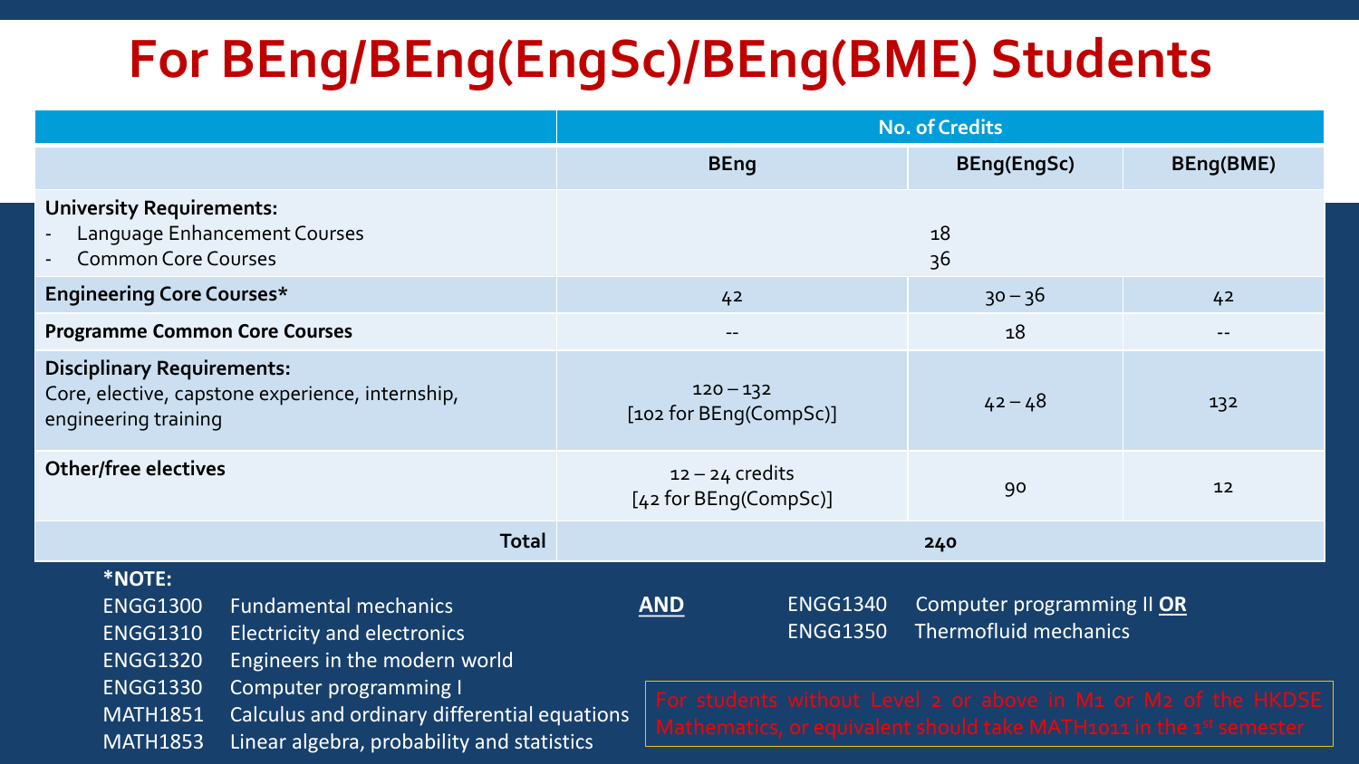# For BEng/BEng(EngSc)/BEng(BME) Students

| | No. of Credits | | |
|---|---|---|---|
| | **BEng** | **BEng(EngSc)** | **BEng(BME)** |
| **University Requirements:**<br>- Language Enhancement Courses<br>- Common Core Courses | 18<br>36 | | |
| **Engineering Core Courses*** | 42 | 30 – 36 | 42 |
| **Programme Common Core Courses** | -- | 18 | -- |
| **Disciplinary Requirements:**<br>Core, elective, capstone experience, internship, engineering training | 120 – 132<br>[102 for BEng(CompSc)] | 42 – 48 | 132 |
| **Other/free electives** | 12 – 24 credits<br>[42 for BEng(CompSc)] | 90 | 12 |
| **Total** | **240** | | |

**\*NOTE:**

| | |
|---|---|
| ENGG1300 | Fundamental mechanics |
| ENGG1310 | Electricity and electronics |
| ENGG1320 | Engineers in the modern world |
| ENGG1330 | Computer programming I |
| MATH1851 | Calculus and ordinary differential equations |
| MATH1853 | Linear algebra, probability and statistics |

**AND**

| | |
|---|---|
| ENGG1340 | Computer programming II **OR** |
| ENGG1350 | Thermofluid mechanics |

For students without Level 2 or above in M1 or M2 of the HKDSE Mathematics, or equivalent should take MATH1011 in the 1st semester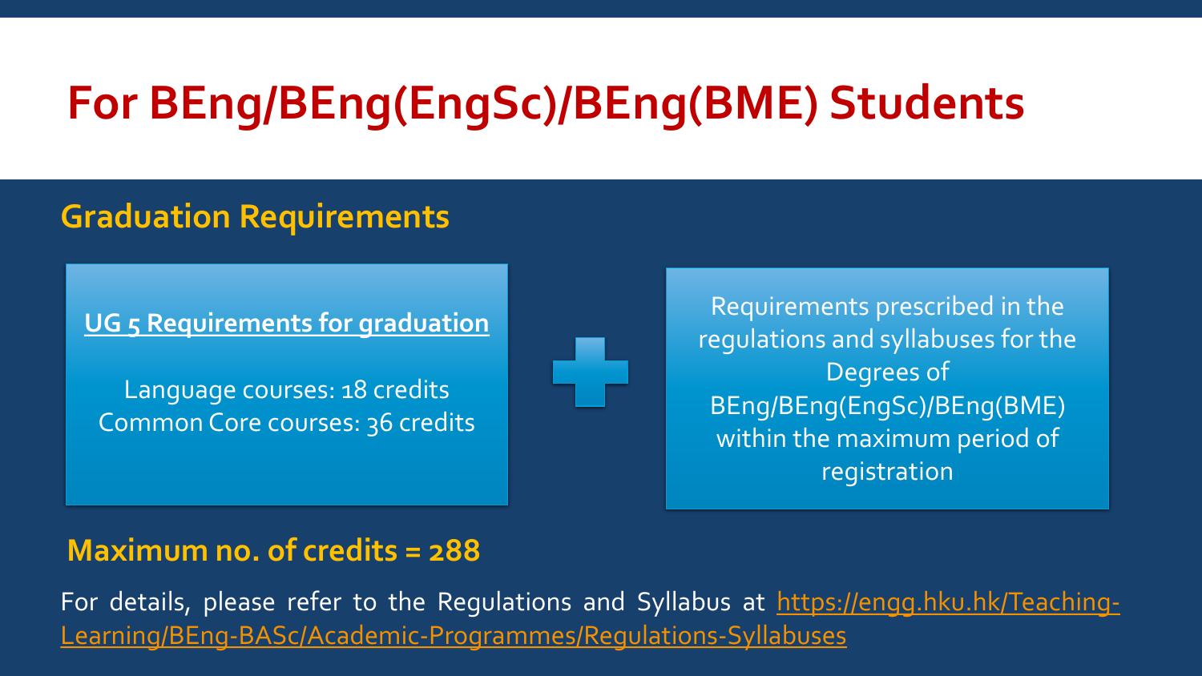# For BEng/BEng(EngSc)/BEng(BME) Students

## Graduation Requirements

**UG 5 Requirements for graduation**

Language courses: 18 credits
Common Core courses: 36 credits

+

Requirements prescribed in the regulations and syllabuses for the Degrees of BEng/BEng(EngSc)/BEng(BME) within the maximum period of registration

**Maximum no. of credits = 288**

For details, please refer to the Regulations and Syllabus at https://engg.hku.hk/Teaching-Learning/BEng-BASc/Academic-Programmes/Regulations-Syllabuses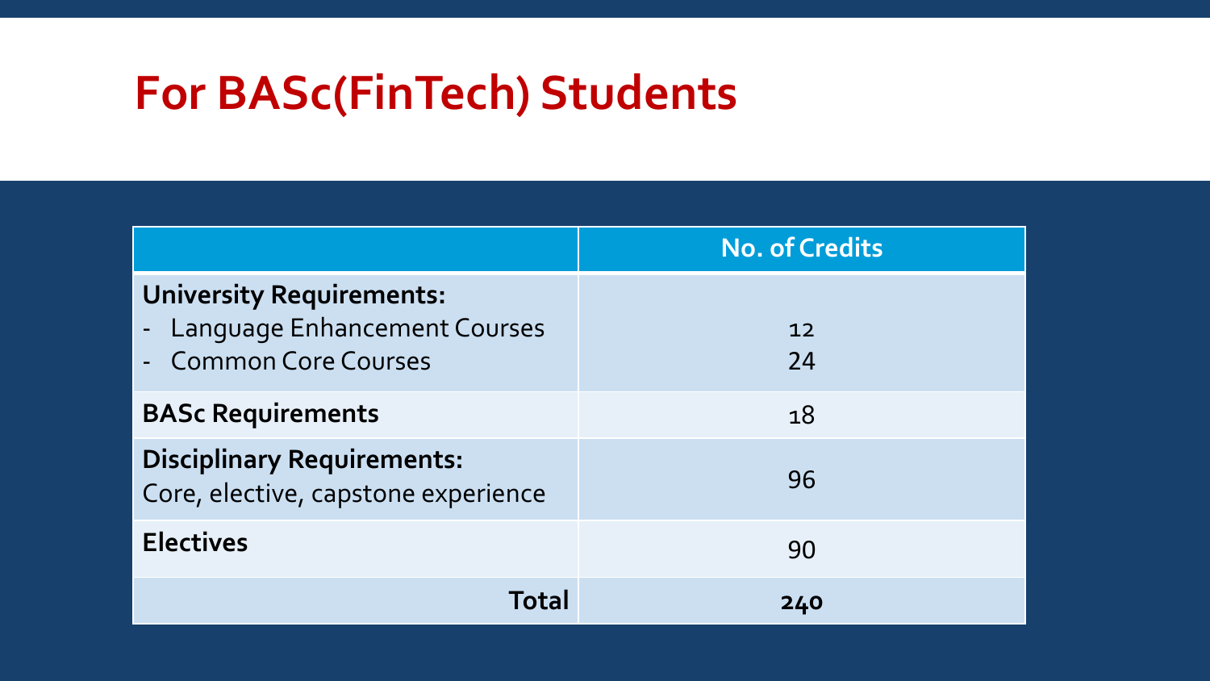# For BASc(FinTech) Students

| | No. of Credits |
|---|---|
| **University Requirements:**<br>- Language Enhancement Courses<br>- Common Core Courses | <br>12<br>24 |
| **BASc Requirements** | 18 |
| **Disciplinary Requirements:**<br>Core, elective, capstone experience | 96 |
| **Electives** | 90 |
| **Total** | **240** |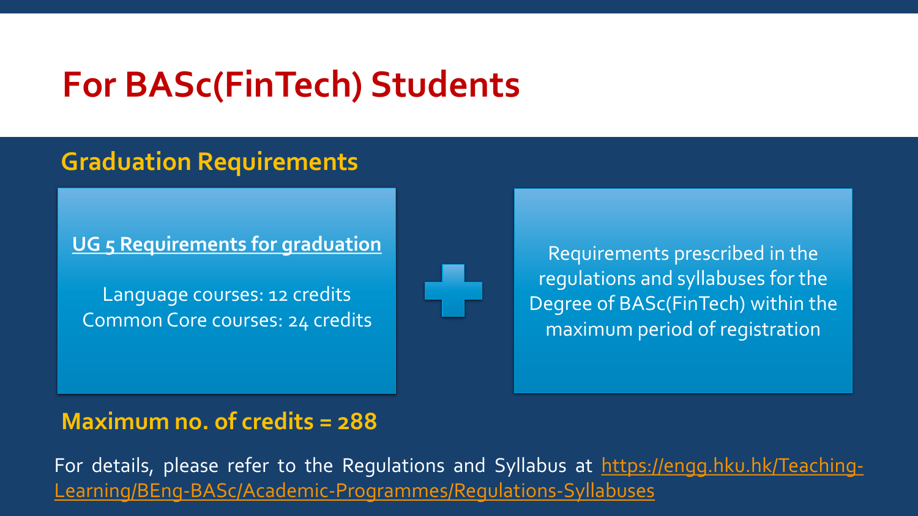# For BASc(FinTech) Students

## Graduation Requirements

**UG 5 Requirements for graduation**

Language courses: 12 credits
Common Core courses: 24 credits

+

Requirements prescribed in the regulations and syllabuses for the Degree of BASc(FinTech) within the maximum period of registration

**Maximum no. of credits = 288**

For details, please refer to the Regulations and Syllabus at [https://engg.hku.hk/Teaching-Learning/BEng-BASc/Academic-Programmes/Regulations-Syllabuses](https://engg.hku.hk/Teaching-Learning/BEng-BASc/Academic-Programmes/Regulations-Syllabuses)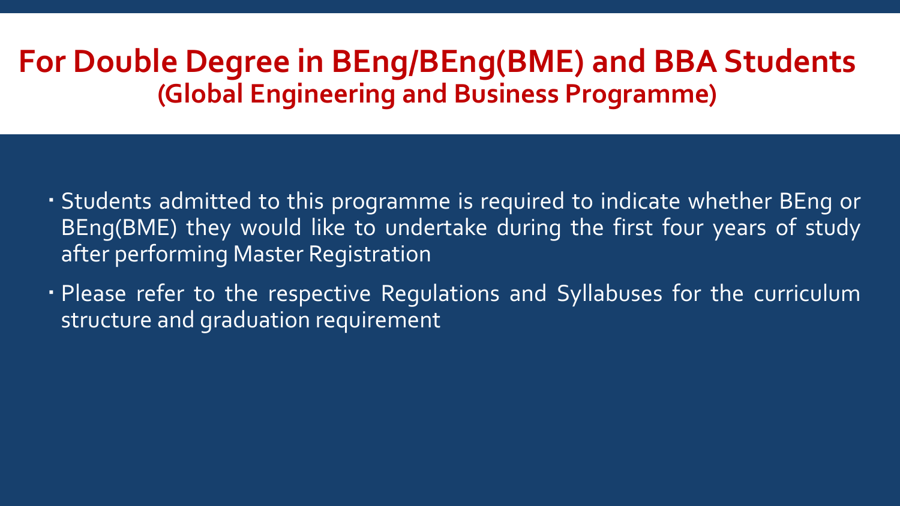# For Double Degree in BEng/BEng(BME) and BBA Students
## (Global Engineering and Business Programme)

- Students admitted to this programme is required to indicate whether BEng or BEng(BME) they would like to undertake during the first four years of study after performing Master Registration
- Please refer to the respective Regulations and Syllabuses for the curriculum structure and graduation requirement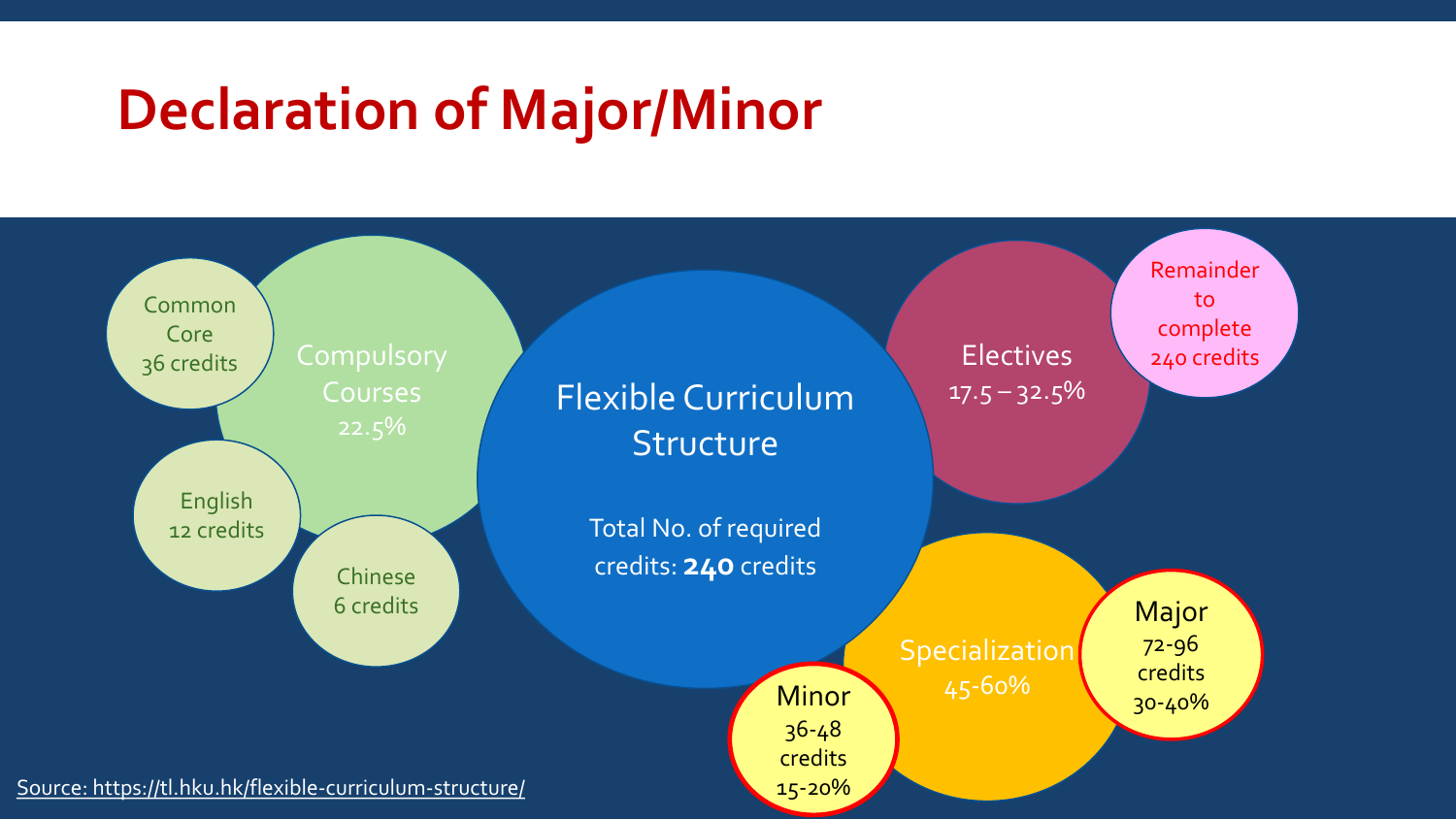# Declaration of Major/Minor

Common Core
36 credits

English
12 credits

Chinese
6 credits

Compulsory Courses
22.5%

Flexible Curriculum Structure

Total No. of required credits: **240** credits

Electives
17.5 – 32.5%

Remainder to complete 240 credits

Specialization
45-60%

Major
72-96 credits
30-40%

Minor
36-48 credits
15-20%

Source: https://tl.hku.hk/flexible-curriculum-structure/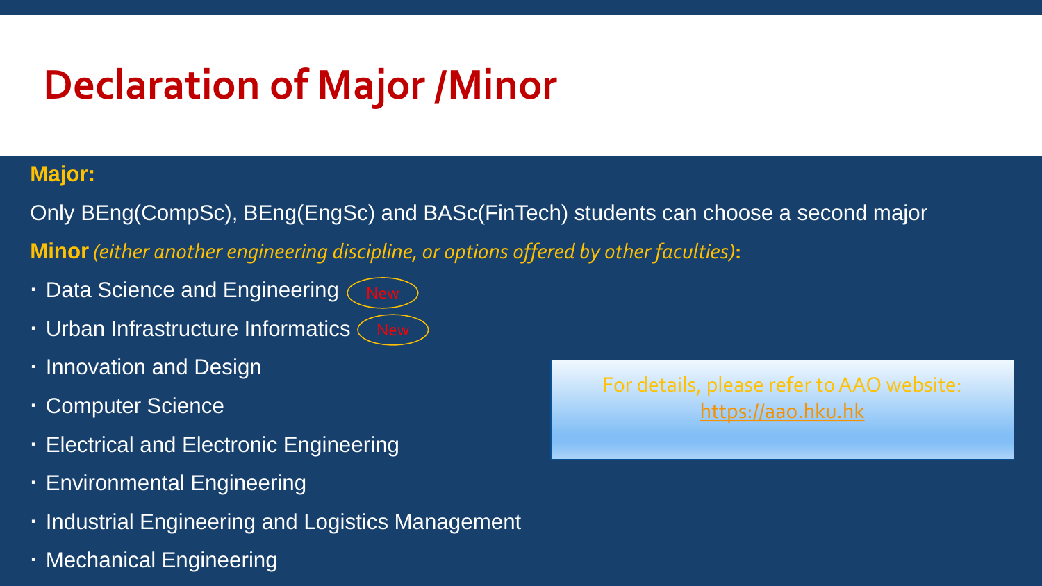# Declaration of Major /Minor

**Major:**

Only BEng(CompSc), BEng(EngSc) and BASc(FinTech) students can choose a second major

**Minor** *(either another engineering discipline, or options offered by other faculties)***:**

- Data Science and Engineering New
- Urban Infrastructure Informatics New
- Innovation and Design
- Computer Science
- Electrical and Electronic Engineering
- Environmental Engineering
- Industrial Engineering and Logistics Management
- Mechanical Engineering

For details, please refer to AAO website: https://aao.hku.hk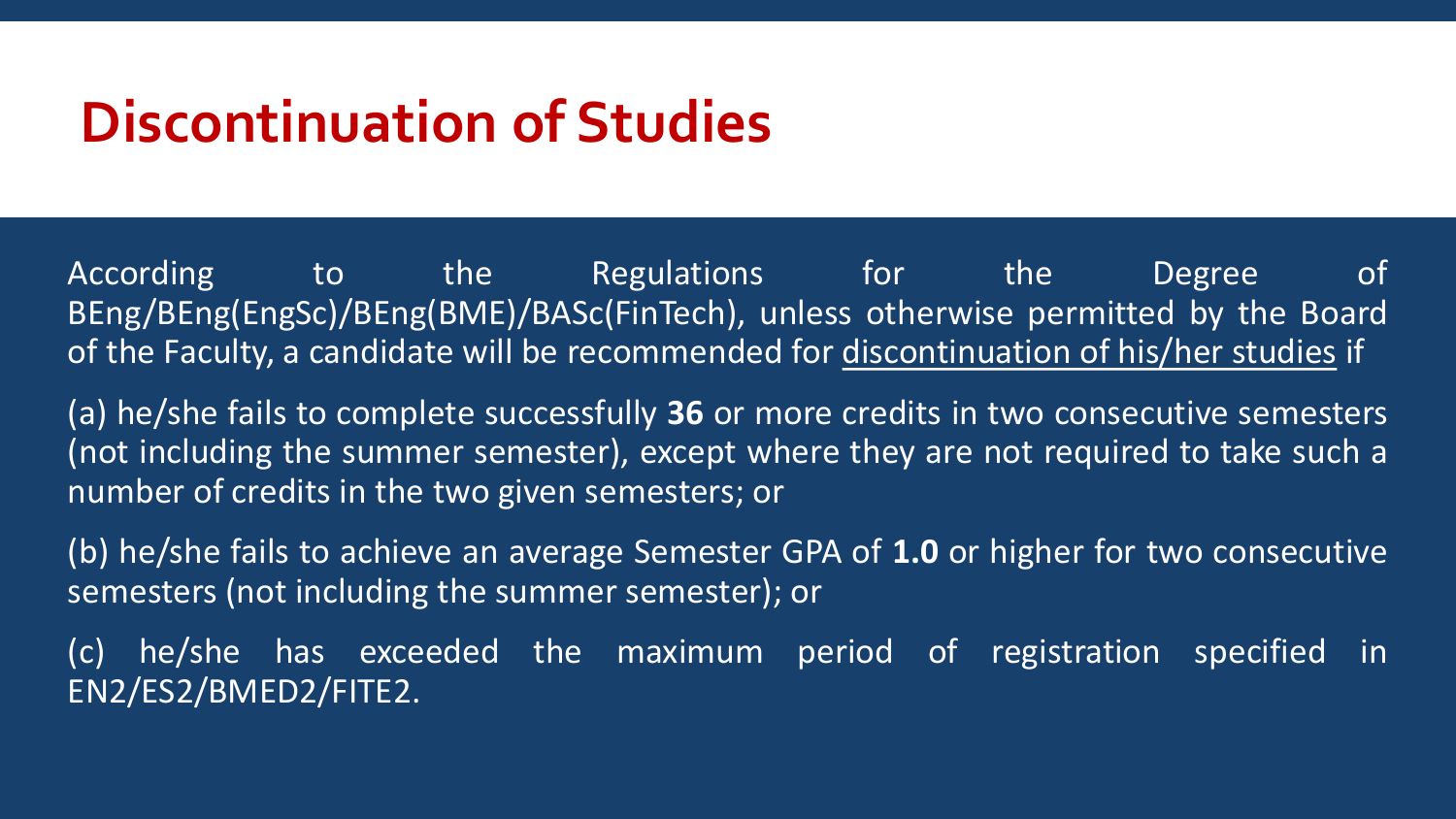# Discontinuation of Studies

According to the Regulations for the Degree of BEng/BEng(EngSc)/BEng(BME)/BASc(FinTech), unless otherwise permitted by the Board of the Faculty, a candidate will be recommended for discontinuation of his/her studies if

(a) he/she fails to complete successfully **36** or more credits in two consecutive semesters (not including the summer semester), except where they are not required to take such a number of credits in the two given semesters; or

(b) he/she fails to achieve an average Semester GPA of **1.0** or higher for two consecutive semesters (not including the summer semester); or

(c) he/she has exceeded the maximum period of registration specified in EN2/ES2/BMED2/FITE2.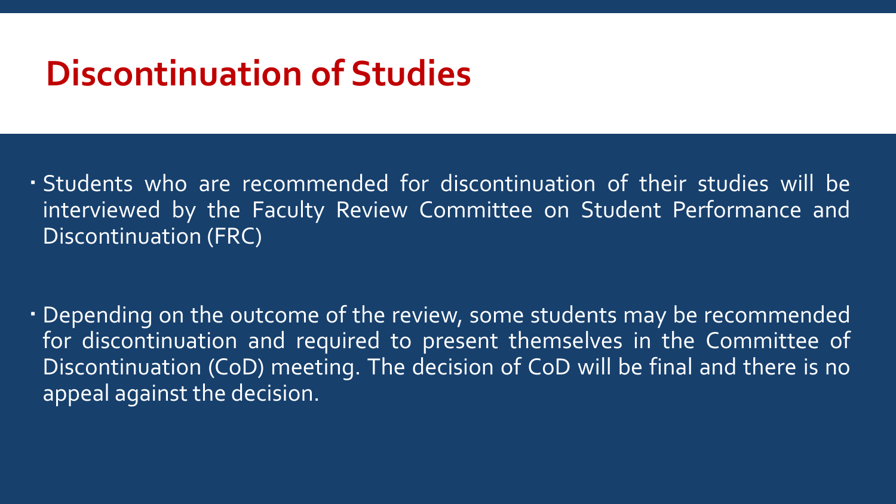# Discontinuation of Studies

- Students who are recommended for discontinuation of their studies will be interviewed by the Faculty Review Committee on Student Performance and Discontinuation (FRC)

- Depending on the outcome of the review, some students may be recommended for discontinuation and required to present themselves in the Committee of Discontinuation (CoD) meeting. The decision of CoD will be final and there is no appeal against the decision.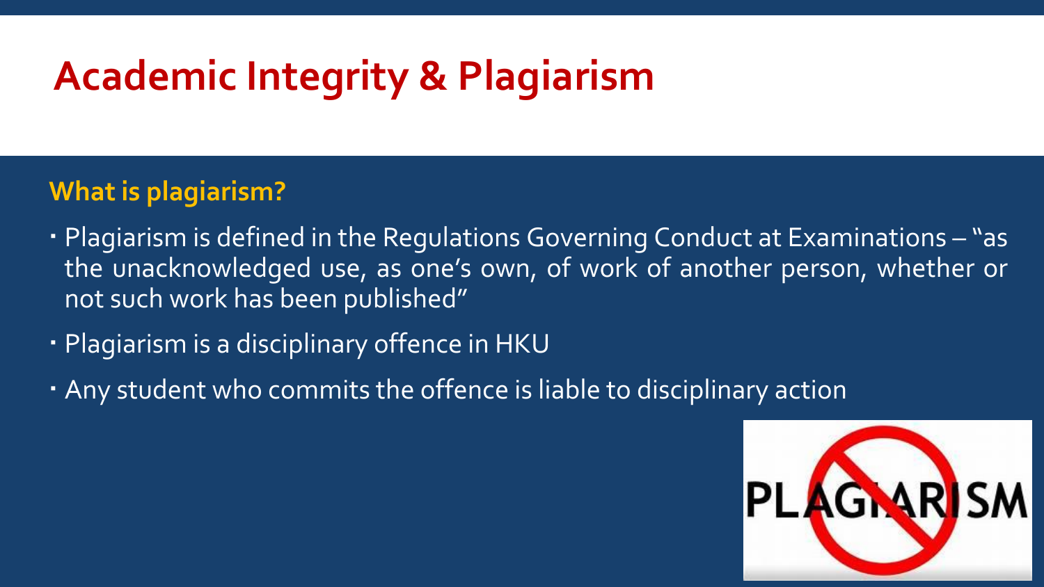# Academic Integrity & Plagiarism

## What is plagiarism?

- Plagiarism is defined in the Regulations Governing Conduct at Examinations – "as the unacknowledged use, as one's own, of work of another person, whether or not such work has been published"
- Plagiarism is a disciplinary offence in HKU
- Any student who commits the offence is liable to disciplinary action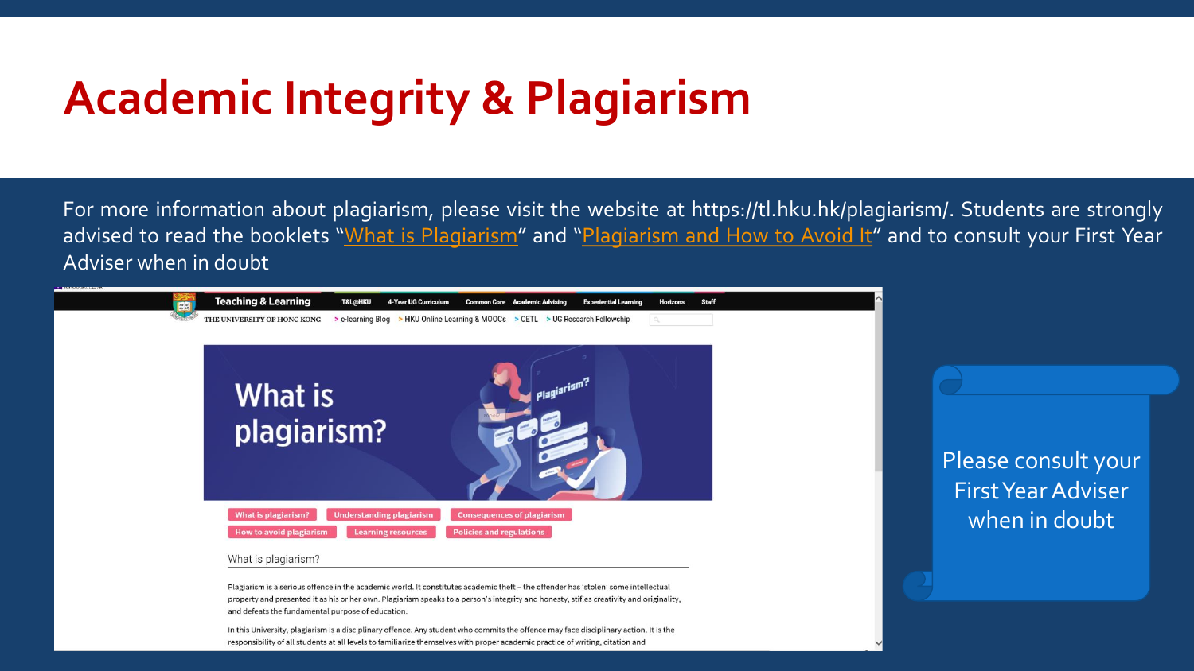# Academic Integrity & Plagiarism

For more information about plagiarism, please visit the website at https://tl.hku.hk/plagiarism/. Students are strongly advised to read the booklets "What is Plagiarism" and "Plagiarism and How to Avoid It" and to consult your First Year Adviser when in doubt

Teaching & Learning | T&L@HKU | 4-Year UG Curriculum | Common Core | Academic Advising | Experiential Learning | Horizons | Staff

THE UNIVERSITY OF HONG KONG

> e-learning Blog > HKU Online Learning & MOOCs > CETL > UG Research Fellowship

What is plagiarism?

What is plagiarism? | Understanding plagiarism | Consequences of plagiarism | How to avoid plagiarism | Learning resources | Policies and regulations

What is plagiarism?

Plagiarism is a serious offence in the academic world. It constitutes academic theft – the offender has 'stolen' some intellectual property and presented it as his or her own. Plagiarism speaks to a person's integrity and honesty, stifles creativity and originality, and defeats the fundamental purpose of education.

In this University, plagiarism is a disciplinary offence. Any student who commits the offence may face disciplinary action. It is the responsibility of all students at all levels to familiarize themselves with proper academic practice of writing, citation and

Please consult your First Year Adviser when in doubt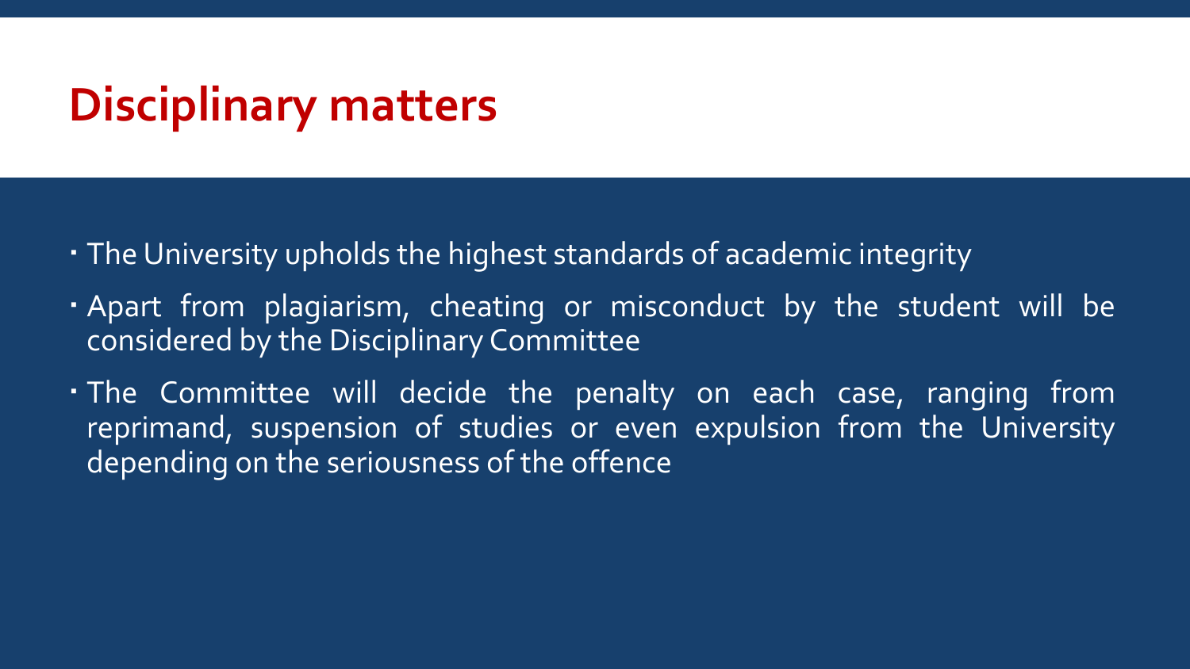# Disciplinary matters

- The University upholds the highest standards of academic integrity
- Apart from plagiarism, cheating or misconduct by the student will be considered by the Disciplinary Committee
- The Committee will decide the penalty on each case, ranging from reprimand, suspension of studies or even expulsion from the University depending on the seriousness of the offence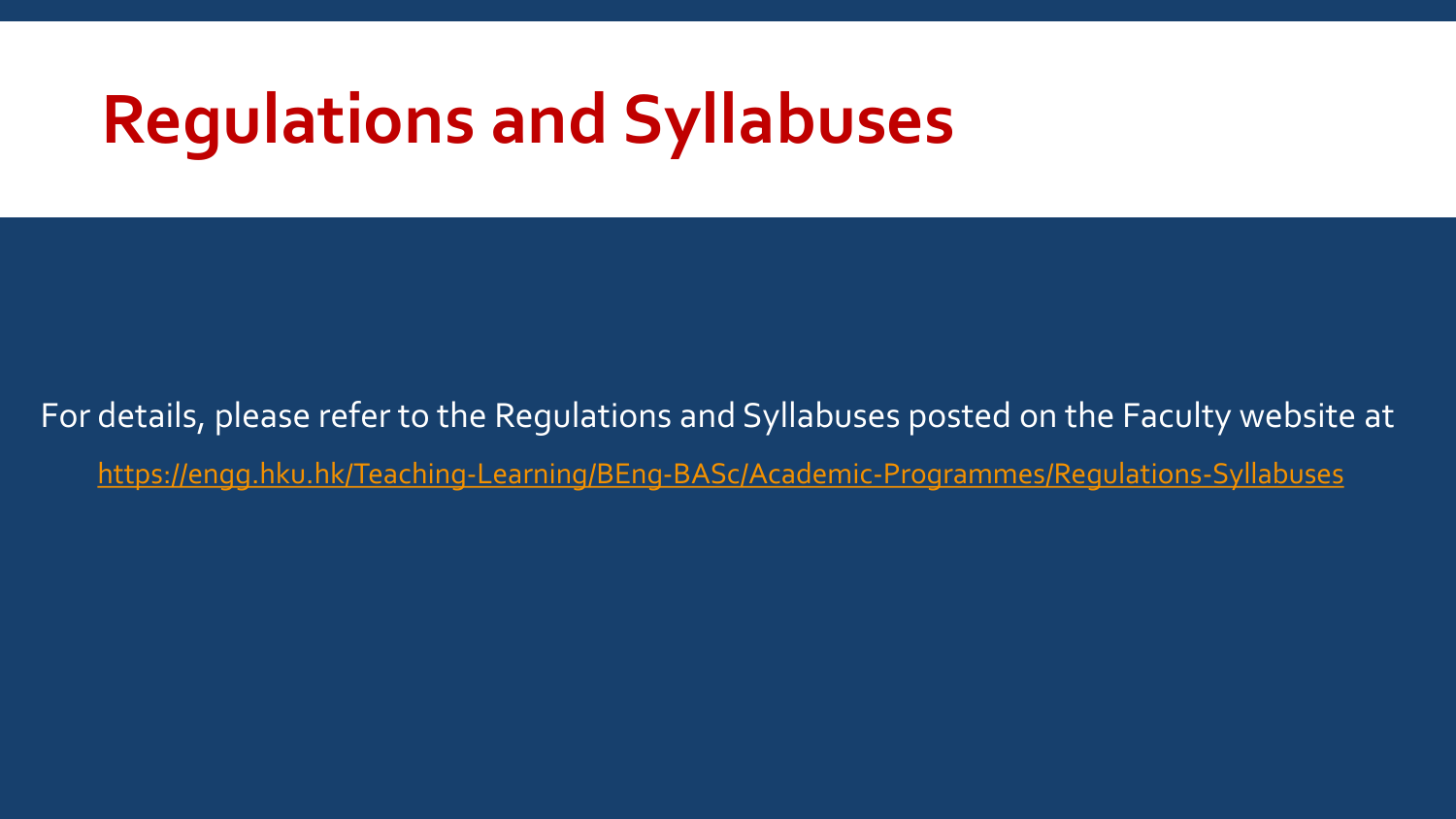# Regulations and Syllabuses

For details, please refer to the Regulations and Syllabuses posted on the Faculty website at

https://engg.hku.hk/Teaching-Learning/BEng-BASc/Academic-Programmes/Regulations-Syllabuses